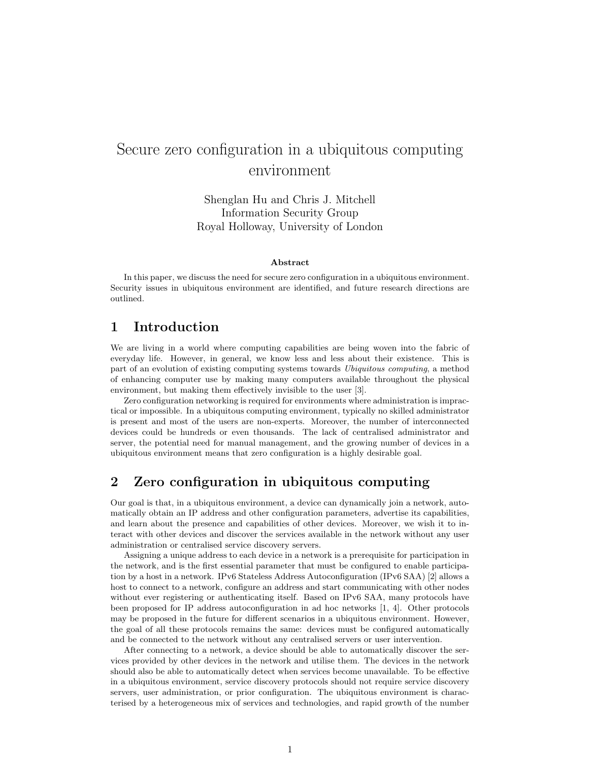// Note: the final sentence continues onto page 2 of the document.

# Secure zero configuration in a ubiquitous computing environment

Shenglan Hu and Chris J. Mitchell
Information Security Group
Royal Holloway, University of London

**Abstract**

In this paper, we discuss the need for secure zero configuration in a ubiquitous environment. Security issues in ubiquitous environment are identified, and future research directions are outlined.

## 1 Introduction

We are living in a world where computing capabilities are being woven into the fabric of everyday life. However, in general, we know less and less about their existence. This is part of an evolution of existing computing systems towards *Ubiquitous computing*, a method of enhancing computer use by making many computers available throughout the physical environment, but making them effectively invisible to the user [3].

Zero configuration networking is required for environments where administration is impractical or impossible. In a ubiquitous computing environment, typically no skilled administrator is present and most of the users are non-experts. Moreover, the number of interconnected devices could be hundreds or even thousands. The lack of centralised administrator and server, the potential need for manual management, and the growing number of devices in a ubiquitous environment means that zero configuration is a highly desirable goal.

## 2 Zero configuration in ubiquitous computing

Our goal is that, in a ubiquitous environment, a device can dynamically join a network, automatically obtain an IP address and other configuration parameters, advertise its capabilities, and learn about the presence and capabilities of other devices. Moreover, we wish it to interact with other devices and discover the services available in the network without any user administration or centralised service discovery servers.

Assigning a unique address to each device in a network is a prerequisite for participation in the network, and is the first essential parameter that must be configured to enable participation by a host in a network. IPv6 Stateless Address Autoconfiguration (IPv6 SAA) [2] allows a host to connect to a network, configure an address and start communicating with other nodes without ever registering or authenticating itself. Based on IPv6 SAA, many protocols have been proposed for IP address autoconfiguration in ad hoc networks [1, 4]. Other protocols may be proposed in the future for different scenarios in a ubiquitous environment. However, the goal of all these protocols remains the same: devices must be configured automatically and be connected to the network without any centralised servers or user intervention.

After connecting to a network, a device should be able to automatically discover the services provided by other devices in the network and utilise them. The devices in the network should also be able to automatically detect when services become unavailable. To be effective in a ubiquitous environment, service discovery protocols should not require service discovery servers, user administration, or prior configuration. The ubiquitous environment is characterised by a heterogeneous mix of services and technologies, and rapid growth of the number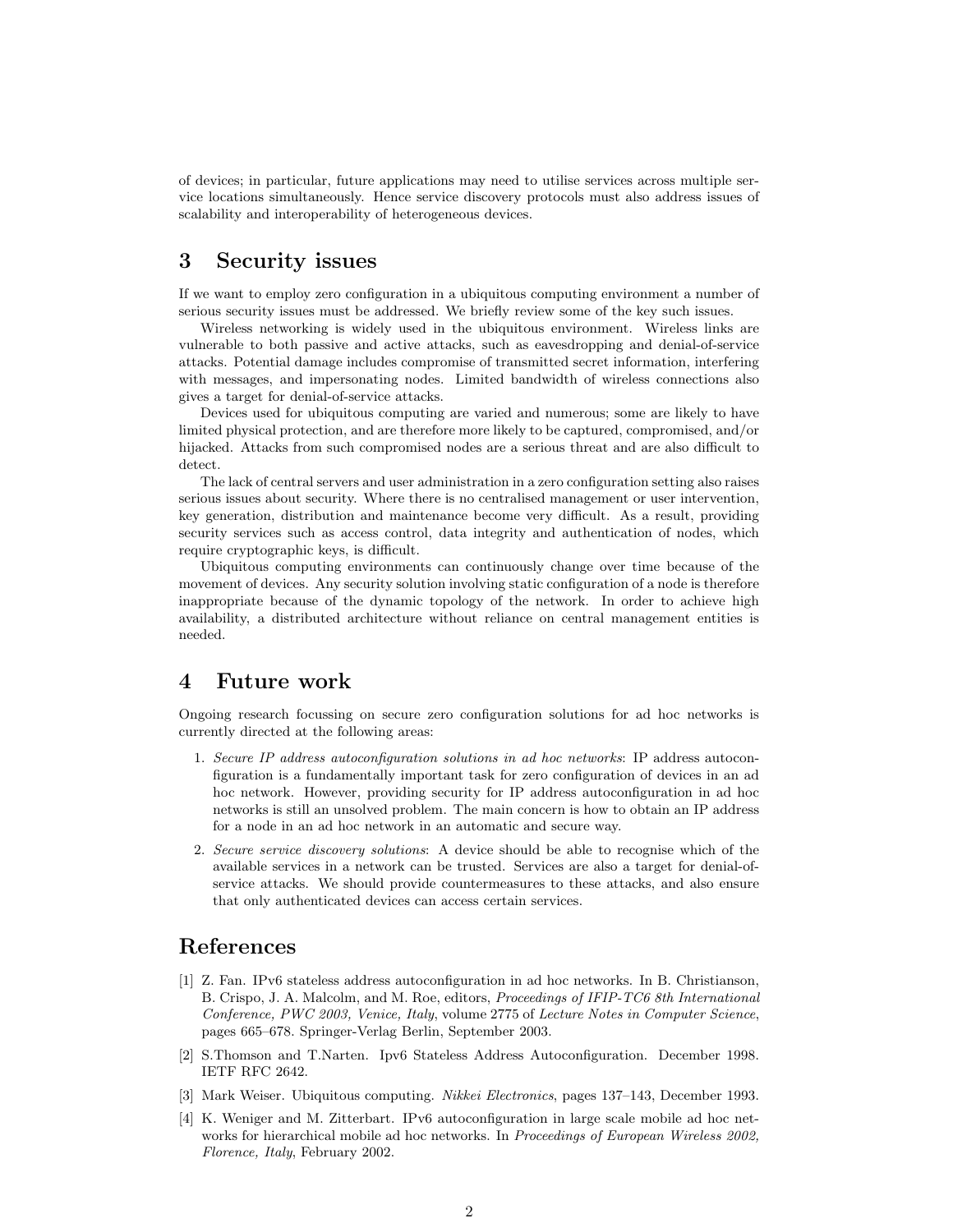of devices; in particular, future applications may need to utilise services across multiple service locations simultaneously. Hence service discovery protocols must also address issues of scalability and interoperability of heterogeneous devices.

## 3 Security issues

If we want to employ zero configuration in a ubiquitous computing environment a number of serious security issues must be addressed. We briefly review some of the key such issues.

Wireless networking is widely used in the ubiquitous environment. Wireless links are vulnerable to both passive and active attacks, such as eavesdropping and denial-of-service attacks. Potential damage includes compromise of transmitted secret information, interfering with messages, and impersonating nodes. Limited bandwidth of wireless connections also gives a target for denial-of-service attacks.

Devices used for ubiquitous computing are varied and numerous; some are likely to have limited physical protection, and are therefore more likely to be captured, compromised, and/or hijacked. Attacks from such compromised nodes are a serious threat and are also difficult to detect.

The lack of central servers and user administration in a zero configuration setting also raises serious issues about security. Where there is no centralised management or user intervention, key generation, distribution and maintenance become very difficult. As a result, providing security services such as access control, data integrity and authentication of nodes, which require cryptographic keys, is difficult.

Ubiquitous computing environments can continuously change over time because of the movement of devices. Any security solution involving static configuration of a node is therefore inappropriate because of the dynamic topology of the network. In order to achieve high availability, a distributed architecture without reliance on central management entities is needed.

## 4 Future work

Ongoing research focussing on secure zero configuration solutions for ad hoc networks is currently directed at the following areas:

1. *Secure IP address autoconfiguration solutions in ad hoc networks*: IP address autoconfiguration is a fundamentally important task for zero configuration of devices in an ad hoc network. However, providing security for IP address autoconfiguration in ad hoc networks is still an unsolved problem. The main concern is how to obtain an IP address for a node in an ad hoc network in an automatic and secure way.
2. *Secure service discovery solutions*: A device should be able to recognise which of the available services in a network can be trusted. Services are also a target for denial-of-service attacks. We should provide countermeasures to these attacks, and also ensure that only authenticated devices can access certain services.

## References

[1] Z. Fan. IPv6 stateless address autoconfiguration in ad hoc networks. In B. Christianson, B. Crispo, J. A. Malcolm, and M. Roe, editors, *Proceedings of IFIP-TC6 8th International Conference, PWC 2003, Venice, Italy*, volume 2775 of *Lecture Notes in Computer Science*, pages 665–678. Springer-Verlag Berlin, September 2003.

[2] S.Thomson and T.Narten. Ipv6 Stateless Address Autoconfiguration. December 1998. IETF RFC 2642.

[3] Mark Weiser. Ubiquitous computing. *Nikkei Electronics*, pages 137–143, December 1993.

[4] K. Weniger and M. Zitterbart. IPv6 autoconfiguration in large scale mobile ad hoc networks for hierarchical mobile ad hoc networks. In *Proceedings of European Wireless 2002, Florence, Italy*, February 2002.